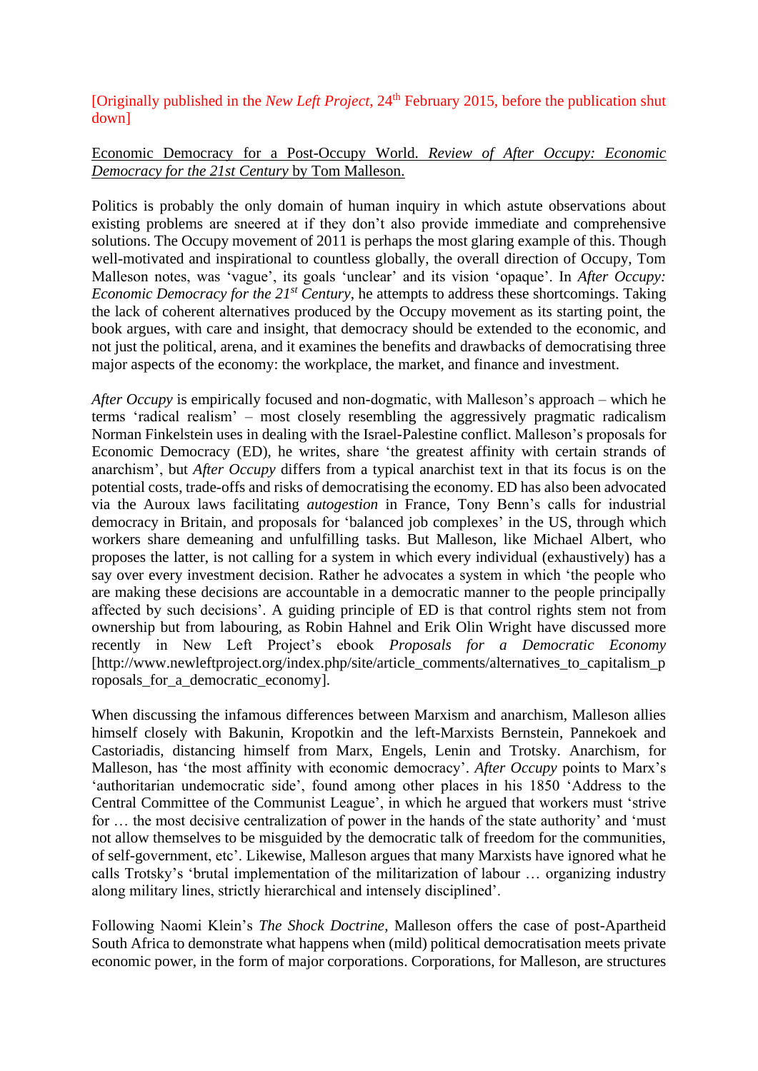[Originally published in the *New Left Project*, 24th February 2015, before the publication shut down]

Economic Democracy for a Post-Occupy World. *Review of After Occupy: Economic Democracy for the 21st Century* by Tom Malleson.

Politics is probably the only domain of human inquiry in which astute observations about existing problems are sneered at if they don't also provide immediate and comprehensive solutions. The Occupy movement of 2011 is perhaps the most glaring example of this. Though well-motivated and inspirational to countless globally, the overall direction of Occupy, Tom Malleson notes, was 'vague', its goals 'unclear' and its vision 'opaque'. In *After Occupy: Economic Democracy for the 21st Century*, he attempts to address these shortcomings. Taking the lack of coherent alternatives produced by the Occupy movement as its starting point, the book argues, with care and insight, that democracy should be extended to the economic, and not just the political, arena, and it examines the benefits and drawbacks of democratising three major aspects of the economy: the workplace, the market, and finance and investment.

*After Occupy* is empirically focused and non-dogmatic, with Malleson's approach – which he terms 'radical realism' – most closely resembling the aggressively pragmatic radicalism Norman Finkelstein uses in dealing with the Israel-Palestine conflict. Malleson's proposals for Economic Democracy (ED), he writes, share 'the greatest affinity with certain strands of anarchism', but *After Occupy* differs from a typical anarchist text in that its focus is on the potential costs, trade-offs and risks of democratising the economy. ED has also been advocated via the Auroux laws facilitating *autogestion* in France, Tony Benn's calls for industrial democracy in Britain, and proposals for 'balanced job complexes' in the US, through which workers share demeaning and unfulfilling tasks. But Malleson, like Michael Albert, who proposes the latter, is not calling for a system in which every individual (exhaustively) has a say over every investment decision. Rather he advocates a system in which 'the people who are making these decisions are accountable in a democratic manner to the people principally affected by such decisions'. A guiding principle of ED is that control rights stem not from ownership but from labouring, as Robin Hahnel and Erik Olin Wright have discussed more recently in New Left Project's ebook *Proposals for a Democratic Economy* [http://www.newleftproject.org/index.php/site/article_comments/alternatives_to_capitalism_proposals_for_a_democratic_economy].

When discussing the infamous differences between Marxism and anarchism, Malleson allies himself closely with Bakunin, Kropotkin and the left-Marxists Bernstein, Pannekoek and Castoriadis, distancing himself from Marx, Engels, Lenin and Trotsky. Anarchism, for Malleson, has 'the most affinity with economic democracy'. *After Occupy* points to Marx's 'authoritarian undemocratic side', found among other places in his 1850 'Address to the Central Committee of the Communist League', in which he argued that workers must 'strive for … the most decisive centralization of power in the hands of the state authority' and 'must not allow themselves to be misguided by the democratic talk of freedom for the communities, of self-government, etc'. Likewise, Malleson argues that many Marxists have ignored what he calls Trotsky's 'brutal implementation of the militarization of labour … organizing industry along military lines, strictly hierarchical and intensely disciplined'.

Following Naomi Klein's *The Shock Doctrine*, Malleson offers the case of post-Apartheid South Africa to demonstrate what happens when (mild) political democratisation meets private economic power, in the form of major corporations. Corporations, for Malleson, are structures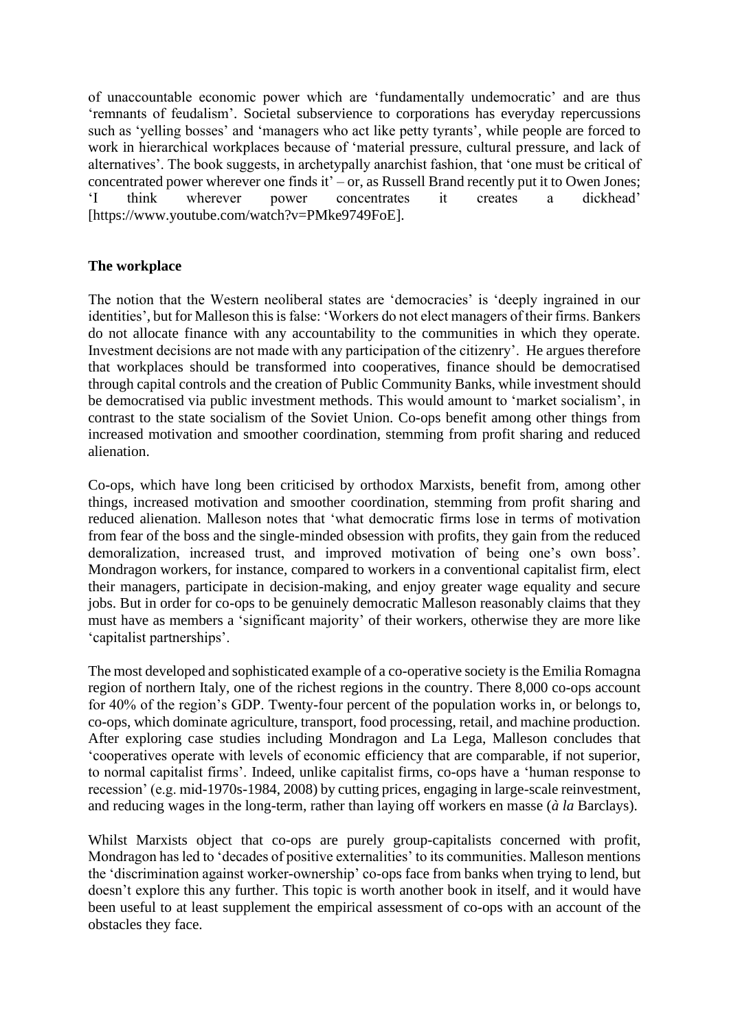of unaccountable economic power which are 'fundamentally undemocratic' and are thus 'remnants of feudalism'. Societal subservience to corporations has everyday repercussions such as 'yelling bosses' and 'managers who act like petty tyrants', while people are forced to work in hierarchical workplaces because of 'material pressure, cultural pressure, and lack of alternatives'. The book suggests, in archetypally anarchist fashion, that 'one must be critical of concentrated power wherever one finds it' – or, as Russell Brand recently put it to Owen Jones; 'I think wherever power concentrates it creates a dickhead' [https://www.youtube.com/watch?v=PMke9749FoE].

**The workplace**

The notion that the Western neoliberal states are 'democracies' is 'deeply ingrained in our identities', but for Malleson this is false: 'Workers do not elect managers of their firms. Bankers do not allocate finance with any accountability to the communities in which they operate. Investment decisions are not made with any participation of the citizenry'. He argues therefore that workplaces should be transformed into cooperatives, finance should be democratised through capital controls and the creation of Public Community Banks, while investment should be democratised via public investment methods. This would amount to 'market socialism', in contrast to the state socialism of the Soviet Union. Co-ops benefit among other things from increased motivation and smoother coordination, stemming from profit sharing and reduced alienation.

Co-ops, which have long been criticised by orthodox Marxists, benefit from, among other things, increased motivation and smoother coordination, stemming from profit sharing and reduced alienation. Malleson notes that 'what democratic firms lose in terms of motivation from fear of the boss and the single-minded obsession with profits, they gain from the reduced demoralization, increased trust, and improved motivation of being one's own boss'. Mondragon workers, for instance, compared to workers in a conventional capitalist firm, elect their managers, participate in decision-making, and enjoy greater wage equality and secure jobs. But in order for co-ops to be genuinely democratic Malleson reasonably claims that they must have as members a 'significant majority' of their workers, otherwise they are more like 'capitalist partnerships'.

The most developed and sophisticated example of a co-operative society is the Emilia Romagna region of northern Italy, one of the richest regions in the country. There 8,000 co-ops account for 40% of the region's GDP. Twenty-four percent of the population works in, or belongs to, co-ops, which dominate agriculture, transport, food processing, retail, and machine production. After exploring case studies including Mondragon and La Lega, Malleson concludes that 'cooperatives operate with levels of economic efficiency that are comparable, if not superior, to normal capitalist firms'. Indeed, unlike capitalist firms, co-ops have a 'human response to recession' (e.g. mid-1970s-1984, 2008) by cutting prices, engaging in large-scale reinvestment, and reducing wages in the long-term, rather than laying off workers en masse (*à la* Barclays).

Whilst Marxists object that co-ops are purely group-capitalists concerned with profit, Mondragon has led to 'decades of positive externalities' to its communities. Malleson mentions the 'discrimination against worker-ownership' co-ops face from banks when trying to lend, but doesn't explore this any further. This topic is worth another book in itself, and it would have been useful to at least supplement the empirical assessment of co-ops with an account of the obstacles they face.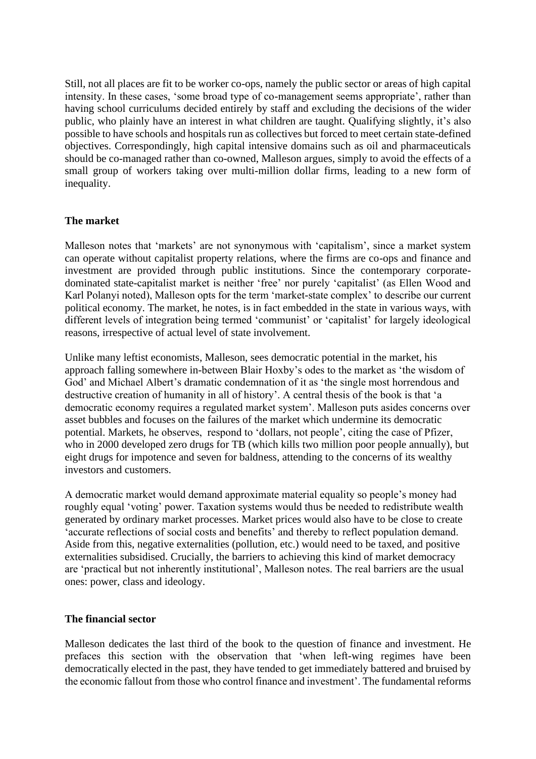Still, not all places are fit to be worker co-ops, namely the public sector or areas of high capital intensity. In these cases, 'some broad type of co-management seems appropriate', rather than having school curriculums decided entirely by staff and excluding the decisions of the wider public, who plainly have an interest in what children are taught. Qualifying slightly, it's also possible to have schools and hospitals run as collectives but forced to meet certain state-defined objectives. Correspondingly, high capital intensive domains such as oil and pharmaceuticals should be co-managed rather than co-owned, Malleson argues, simply to avoid the effects of a small group of workers taking over multi-million dollar firms, leading to a new form of inequality.

**The market**

Malleson notes that 'markets' are not synonymous with 'capitalism', since a market system can operate without capitalist property relations, where the firms are co-ops and finance and investment are provided through public institutions. Since the contemporary corporate-dominated state-capitalist market is neither 'free' nor purely 'capitalist' (as Ellen Wood and Karl Polanyi noted), Malleson opts for the term 'market-state complex' to describe our current political economy. The market, he notes, is in fact embedded in the state in various ways, with different levels of integration being termed 'communist' or 'capitalist' for largely ideological reasons, irrespective of actual level of state involvement.

Unlike many leftist economists, Malleson, sees democratic potential in the market, his approach falling somewhere in-between Blair Hoxby's odes to the market as 'the wisdom of God' and Michael Albert's dramatic condemnation of it as 'the single most horrendous and destructive creation of humanity in all of history'. A central thesis of the book is that 'a democratic economy requires a regulated market system'. Malleson puts asides concerns over asset bubbles and focuses on the failures of the market which undermine its democratic potential. Markets, he observes, respond to 'dollars, not people', citing the case of Pfizer, who in 2000 developed zero drugs for TB (which kills two million poor people annually), but eight drugs for impotence and seven for baldness, attending to the concerns of its wealthy investors and customers.

A democratic market would demand approximate material equality so people's money had roughly equal 'voting' power. Taxation systems would thus be needed to redistribute wealth generated by ordinary market processes. Market prices would also have to be close to create 'accurate reflections of social costs and benefits' and thereby to reflect population demand. Aside from this, negative externalities (pollution, etc.) would need to be taxed, and positive externalities subsidised. Crucially, the barriers to achieving this kind of market democracy are 'practical but not inherently institutional', Malleson notes. The real barriers are the usual ones: power, class and ideology.

**The financial sector**

Malleson dedicates the last third of the book to the question of finance and investment. He prefaces this section with the observation that 'when left-wing regimes have been democratically elected in the past, they have tended to get immediately battered and bruised by the economic fallout from those who control finance and investment'. The fundamental reforms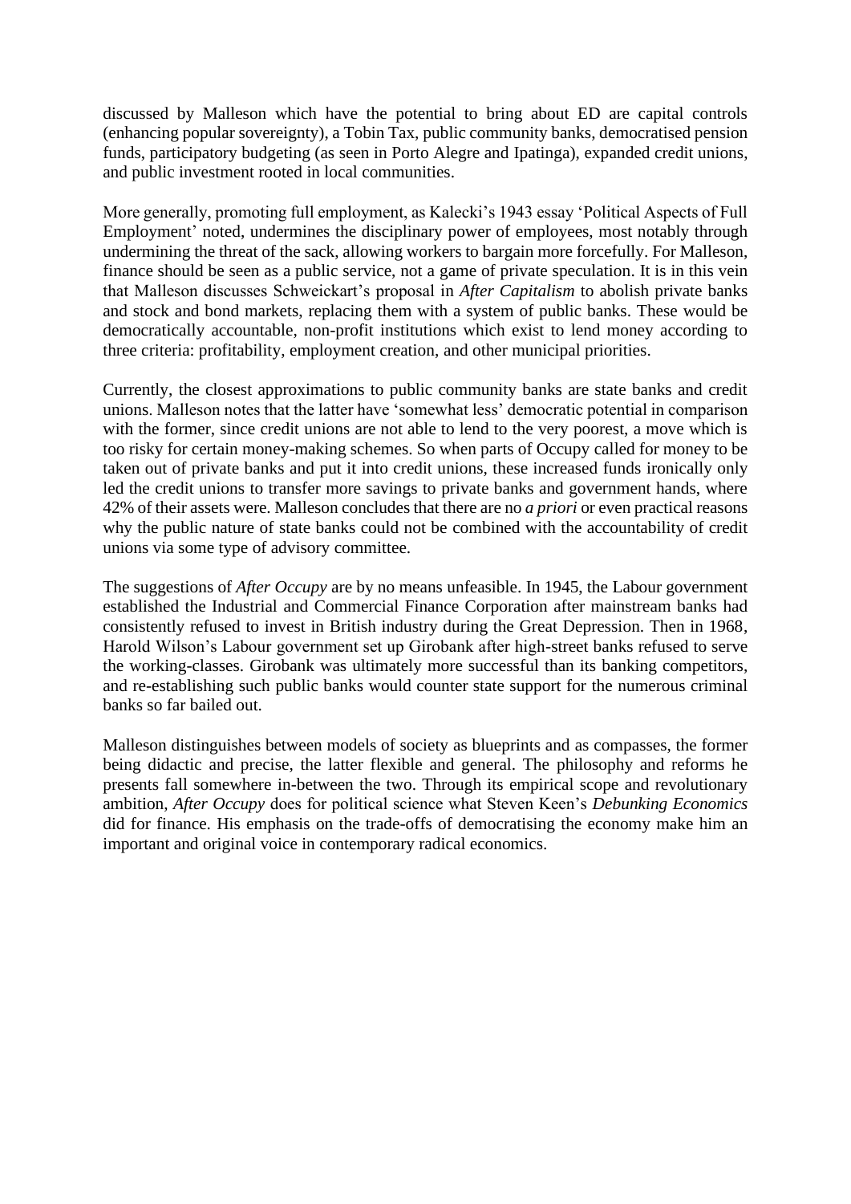discussed by Malleson which have the potential to bring about ED are capital controls (enhancing popular sovereignty), a Tobin Tax, public community banks, democratised pension funds, participatory budgeting (as seen in Porto Alegre and Ipatinga), expanded credit unions, and public investment rooted in local communities.

More generally, promoting full employment, as Kalecki's 1943 essay 'Political Aspects of Full Employment' noted, undermines the disciplinary power of employees, most notably through undermining the threat of the sack, allowing workers to bargain more forcefully. For Malleson, finance should be seen as a public service, not a game of private speculation. It is in this vein that Malleson discusses Schweickart's proposal in *After Capitalism* to abolish private banks and stock and bond markets, replacing them with a system of public banks. These would be democratically accountable, non-profit institutions which exist to lend money according to three criteria: profitability, employment creation, and other municipal priorities.

Currently, the closest approximations to public community banks are state banks and credit unions. Malleson notes that the latter have 'somewhat less' democratic potential in comparison with the former, since credit unions are not able to lend to the very poorest, a move which is too risky for certain money-making schemes. So when parts of Occupy called for money to be taken out of private banks and put it into credit unions, these increased funds ironically only led the credit unions to transfer more savings to private banks and government hands, where 42% of their assets were. Malleson concludes that there are no *a priori* or even practical reasons why the public nature of state banks could not be combined with the accountability of credit unions via some type of advisory committee.

The suggestions of *After Occupy* are by no means unfeasible. In 1945, the Labour government established the Industrial and Commercial Finance Corporation after mainstream banks had consistently refused to invest in British industry during the Great Depression. Then in 1968, Harold Wilson's Labour government set up Girobank after high-street banks refused to serve the working-classes. Girobank was ultimately more successful than its banking competitors, and re-establishing such public banks would counter state support for the numerous criminal banks so far bailed out.

Malleson distinguishes between models of society as blueprints and as compasses, the former being didactic and precise, the latter flexible and general. The philosophy and reforms he presents fall somewhere in-between the two. Through its empirical scope and revolutionary ambition, *After Occupy* does for political science what Steven Keen's *Debunking Economics* did for finance. His emphasis on the trade-offs of democratising the economy make him an important and original voice in contemporary radical economics.